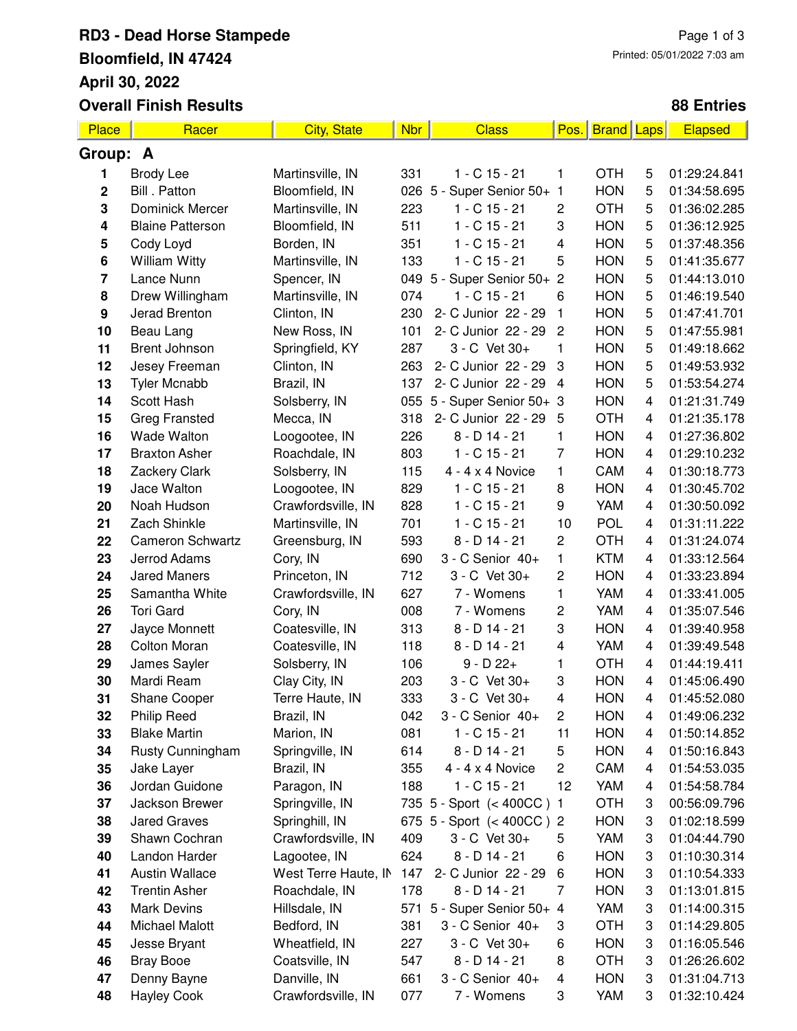# RD3 - Dead Horse Stampede

**Bloomfield, IN 47424**

**April 30, 2022**

**Overall Finish Results**

Printed: 05/01/2022 7:03 am

**88 Entries**

| Place | Racer | City, State | Nbr | Class | Pos. | Brand | Laps | Elapsed |
|---|---|---|---|---|---|---|---|---|
| **Group: A** | | | | | | | | |
| 1 | Brody Lee | Martinsville, IN | 331 | 1 - C 15 - 21 | 1 | OTH | 5 | 01:29:24.841 |
| 2 | Bill . Patton | Bloomfield, IN | 026 | 5 - Super Senior 50+ | 1 | HON | 5 | 01:34:58.695 |
| 3 | Dominick Mercer | Martinsville, IN | 223 | 1 - C 15 - 21 | 2 | OTH | 5 | 01:36:02.285 |
| 4 | Blaine Patterson | Bloomfield, IN | 511 | 1 - C 15 - 21 | 3 | HON | 5 | 01:36:12.925 |
| 5 | Cody Loyd | Borden, IN | 351 | 1 - C 15 - 21 | 4 | HON | 5 | 01:37:48.356 |
| 6 | William Witty | Martinsville, IN | 133 | 1 - C 15 - 21 | 5 | HON | 5 | 01:41:35.677 |
| 7 | Lance Nunn | Spencer, IN | 049 | 5 - Super Senior 50+ | 2 | HON | 5 | 01:44:13.010 |
| 8 | Drew Willingham | Martinsville, IN | 074 | 1 - C 15 - 21 | 6 | HON | 5 | 01:46:19.540 |
| 9 | Jerad Brenton | Clinton, IN | 230 | 2- C Junior 22 - 29 | 1 | HON | 5 | 01:47:41.701 |
| 10 | Beau Lang | New Ross, IN | 101 | 2- C Junior 22 - 29 | 2 | HON | 5 | 01:47:55.981 |
| 11 | Brent Johnson | Springfield, KY | 287 | 3 - C Vet 30+ | 1 | HON | 5 | 01:49:18.662 |
| 12 | Jesey Freeman | Clinton, IN | 263 | 2- C Junior 22 - 29 | 3 | HON | 5 | 01:49:53.932 |
| 13 | Tyler Mcnabb | Brazil, IN | 137 | 2- C Junior 22 - 29 | 4 | HON | 5 | 01:53:54.274 |
| 14 | Scott Hash | Solsberry, IN | 055 | 5 - Super Senior 50+ | 3 | HON | 4 | 01:21:31.749 |
| 15 | Greg Fransted | Mecca, IN | 318 | 2- C Junior 22 - 29 | 5 | OTH | 4 | 01:21:35.178 |
| 16 | Wade Walton | Loogootee, IN | 226 | 8 - D 14 - 21 | 1 | HON | 4 | 01:27:36.802 |
| 17 | Braxton Asher | Roachdale, IN | 803 | 1 - C 15 - 21 | 7 | HON | 4 | 01:29:10.232 |
| 18 | Zackery Clark | Solsberry, IN | 115 | 4 - 4 x 4 Novice | 1 | CAM | 4 | 01:30:18.773 |
| 19 | Jace Walton | Loogootee, IN | 829 | 1 - C 15 - 21 | 8 | HON | 4 | 01:30:45.702 |
| 20 | Noah Hudson | Crawfordsville, IN | 828 | 1 - C 15 - 21 | 9 | YAM | 4 | 01:30:50.092 |
| 21 | Zach Shinkle | Martinsville, IN | 701 | 1 - C 15 - 21 | 10 | POL | 4 | 01:31:11.222 |
| 22 | Cameron Schwartz | Greensburg, IN | 593 | 8 - D 14 - 21 | 2 | OTH | 4 | 01:31:24.074 |
| 23 | Jerrod Adams | Cory, IN | 690 | 3 - C Senior 40+ | 1 | KTM | 4 | 01:33:12.564 |
| 24 | Jared Maners | Princeton, IN | 712 | 3 - C Vet 30+ | 2 | HON | 4 | 01:33:23.894 |
| 25 | Samantha White | Crawfordsville, IN | 627 | 7 - Womens | 1 | YAM | 4 | 01:33:41.005 |
| 26 | Tori Gard | Cory, IN | 008 | 7 - Womens | 2 | YAM | 4 | 01:35:07.546 |
| 27 | Jayce Monnett | Coatesville, IN | 313 | 8 - D 14 - 21 | 3 | HON | 4 | 01:39:40.958 |
| 28 | Colton Moran | Coatesville, IN | 118 | 8 - D 14 - 21 | 4 | YAM | 4 | 01:39:49.548 |
| 29 | James Sayler | Solsberry, IN | 106 | 9 - D 22+ | 1 | OTH | 4 | 01:44:19.411 |
| 30 | Mardi Ream | Clay City, IN | 203 | 3 - C Vet 30+ | 3 | HON | 4 | 01:45:06.490 |
| 31 | Shane Cooper | Terre Haute, IN | 333 | 3 - C Vet 30+ | 4 | HON | 4 | 01:45:52.080 |
| 32 | Philip Reed | Brazil, IN | 042 | 3 - C Senior 40+ | 2 | HON | 4 | 01:49:06.232 |
| 33 | Blake Martin | Marion, IN | 081 | 1 - C 15 - 21 | 11 | HON | 4 | 01:50:14.852 |
| 34 | Rusty Cunningham | Springville, IN | 614 | 8 - D 14 - 21 | 5 | HON | 4 | 01:50:16.843 |
| 35 | Jake Layer | Brazil, IN | 355 | 4 - 4 x 4 Novice | 2 | CAM | 4 | 01:54:53.035 |
| 36 | Jordan Guidone | Paragon, IN | 188 | 1 - C 15 - 21 | 12 | YAM | 4 | 01:54:58.784 |
| 37 | Jackson Brewer | Springville, IN | 735 | 5 - Sport (< 400CC ) | 1 | OTH | 3 | 00:56:09.796 |
| 38 | Jared Graves | Springhill, IN | 675 | 5 - Sport (< 400CC ) | 2 | HON | 3 | 01:02:18.599 |
| 39 | Shawn Cochran | Crawfordsville, IN | 409 | 3 - C Vet 30+ | 5 | YAM | 3 | 01:04:44.790 |
| 40 | Landon Harder | Lagootee, IN | 624 | 8 - D 14 - 21 | 6 | HON | 3 | 01:10:30.314 |
| 41 | Austin Wallace | West Terre Haute, IN | 147 | 2- C Junior 22 - 29 | 6 | HON | 3 | 01:10:54.333 |
| 42 | Trentin Asher | Roachdale, IN | 178 | 8 - D 14 - 21 | 7 | HON | 3 | 01:13:01.815 |
| 43 | Mark Devins | Hillsdale, IN | 571 | 5 - Super Senior 50+ | 4 | YAM | 3 | 01:14:00.315 |
| 44 | Michael Malott | Bedford, IN | 381 | 3 - C Senior 40+ | 3 | OTH | 3 | 01:14:29.805 |
| 45 | Jesse Bryant | Wheatfield, IN | 227 | 3 - C Vet 30+ | 6 | HON | 3 | 01:16:05.546 |
| 46 | Bray Booe | Coatsville, IN | 547 | 8 - D 14 - 21 | 8 | OTH | 3 | 01:26:26.602 |
| 47 | Denny Bayne | Danville, IN | 661 | 3 - C Senior 40+ | 4 | HON | 3 | 01:31:04.713 |
| 48 | Hayley Cook | Crawfordsville, IN | 077 | 7 - Womens | 3 | YAM | 3 | 01:32:10.424 |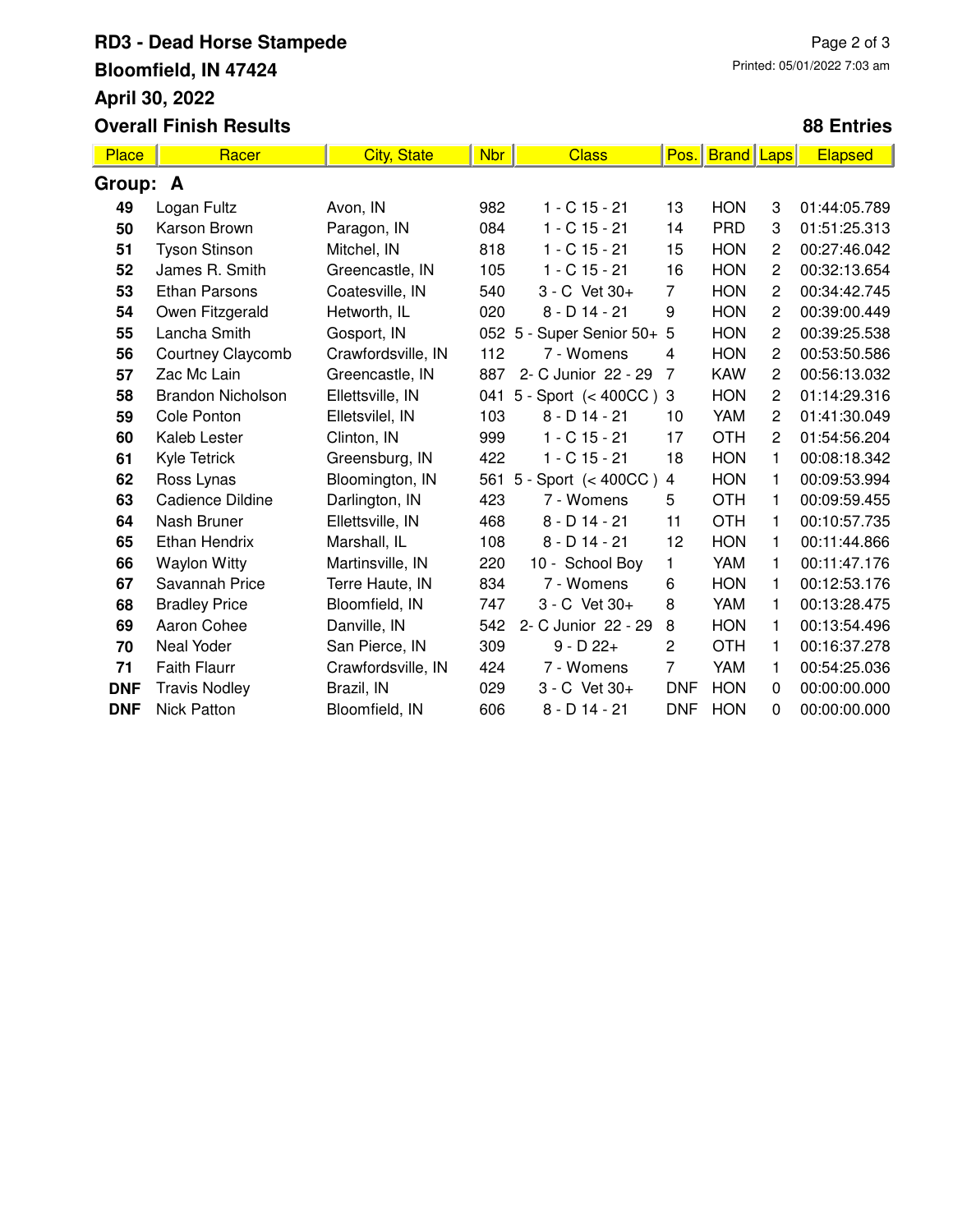# RD3 - Dead Horse Stampede

**Bloomfield, IN 47424**

**April 30, 2022**

**Overall Finish Results**

Printed: 05/01/2022 7:03 am

**88 Entries**

| Place | Racer | City, State | Nbr | Class | Pos. | Brand | Laps | Elapsed |
|---|---|---|---|---|---|---|---|---|
| **Group: A** | | | | | | | | |
| **49** | Logan Fultz | Avon, IN | 982 | 1 - C 15 - 21 | 13 | HON | 3 | 01:44:05.789 |
| **50** | Karson Brown | Paragon, IN | 084 | 1 - C 15 - 21 | 14 | PRD | 3 | 01:51:25.313 |
| **51** | Tyson Stinson | Mitchel, IN | 818 | 1 - C 15 - 21 | 15 | HON | 2 | 00:27:46.042 |
| **52** | James R. Smith | Greencastle, IN | 105 | 1 - C 15 - 21 | 16 | HON | 2 | 00:32:13.654 |
| **53** | Ethan Parsons | Coatesville, IN | 540 | 3 - C Vet 30+ | 7 | HON | 2 | 00:34:42.745 |
| **54** | Owen Fitzgerald | Hetworth, IL | 020 | 8 - D 14 - 21 | 9 | HON | 2 | 00:39:00.449 |
| **55** | Lancha Smith | Gosport, IN | 052 | 5 - Super Senior 50+ | 5 | HON | 2 | 00:39:25.538 |
| **56** | Courtney Claycomb | Crawfordsville, IN | 112 | 7 - Womens | 4 | HON | 2 | 00:53:50.586 |
| **57** | Zac Mc Lain | Greencastle, IN | 887 | 2- C Junior 22 - 29 | 7 | KAW | 2 | 00:56:13.032 |
| **58** | Brandon Nicholson | Ellettsville, IN | 041 | 5 - Sport (< 400CC ) | 3 | HON | 2 | 01:14:29.316 |
| **59** | Cole Ponton | Elletsvilel, IN | 103 | 8 - D 14 - 21 | 10 | YAM | 2 | 01:41:30.049 |
| **60** | Kaleb Lester | Clinton, IN | 999 | 1 - C 15 - 21 | 17 | OTH | 2 | 01:54:56.204 |
| **61** | Kyle Tetrick | Greensburg, IN | 422 | 1 - C 15 - 21 | 18 | HON | 1 | 00:08:18.342 |
| **62** | Ross Lynas | Bloomington, IN | 561 | 5 - Sport (< 400CC ) | 4 | HON | 1 | 00:09:53.994 |
| **63** | Cadience Dildine | Darlington, IN | 423 | 7 - Womens | 5 | OTH | 1 | 00:09:59.455 |
| **64** | Nash Bruner | Ellettsville, IN | 468 | 8 - D 14 - 21 | 11 | OTH | 1 | 00:10:57.735 |
| **65** | Ethan Hendrix | Marshall, IL | 108 | 8 - D 14 - 21 | 12 | HON | 1 | 00:11:44.866 |
| **66** | Waylon Witty | Martinsville, IN | 220 | 10 - School Boy | 1 | YAM | 1 | 00:11:47.176 |
| **67** | Savannah Price | Terre Haute, IN | 834 | 7 - Womens | 6 | HON | 1 | 00:12:53.176 |
| **68** | Bradley Price | Bloomfield, IN | 747 | 3 - C Vet 30+ | 8 | YAM | 1 | 00:13:28.475 |
| **69** | Aaron Cohee | Danville, IN | 542 | 2- C Junior 22 - 29 | 8 | HON | 1 | 00:13:54.496 |
| **70** | Neal Yoder | San Pierce, IN | 309 | 9 - D 22+ | 2 | OTH | 1 | 00:16:37.278 |
| **71** | Faith Flaurr | Crawfordsville, IN | 424 | 7 - Womens | 7 | YAM | 1 | 00:54:25.036 |
| **DNF** | Travis Nodley | Brazil, IN | 029 | 3 - C Vet 30+ | DNF | HON | 0 | 00:00:00.000 |
| **DNF** | Nick Patton | Bloomfield, IN | 606 | 8 - D 14 - 21 | DNF | HON | 0 | 00:00:00.000 |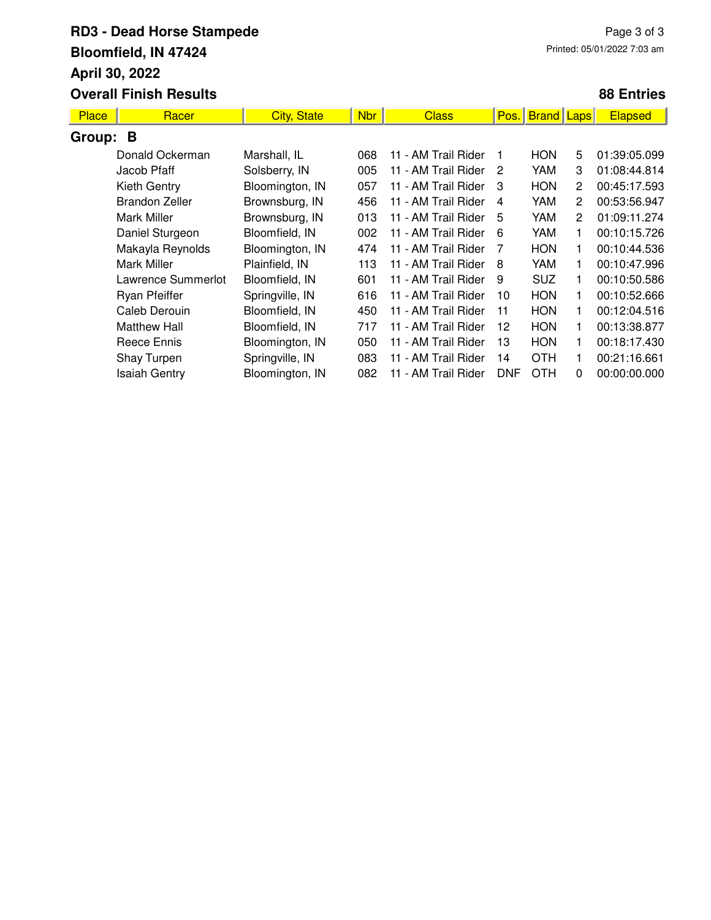# RD3 - Dead Horse Stampede

**Bloomfield, IN 47424**

**April 30, 2022**

**Overall Finish Results**

Printed: 05/01/2022 7:03 am

**88 Entries**

| Place | Racer | City, State | Nbr | Class | Pos. | Brand | Laps | Elapsed |
|---|---|---|---|---|---|---|---|---|
| **Group: B** | | | | | | | | |
| | Donald Ockerman | Marshall, IL | 068 | 11 - AM Trail Rider | 1 | HON | 5 | 01:39:05.099 |
| | Jacob Pfaff | Solsberry, IN | 005 | 11 - AM Trail Rider | 2 | YAM | 3 | 01:08:44.814 |
| | Kieth Gentry | Bloomington, IN | 057 | 11 - AM Trail Rider | 3 | HON | 2 | 00:45:17.593 |
| | Brandon Zeller | Brownsburg, IN | 456 | 11 - AM Trail Rider | 4 | YAM | 2 | 00:53:56.947 |
| | Mark Miller | Brownsburg, IN | 013 | 11 - AM Trail Rider | 5 | YAM | 2 | 01:09:11.274 |
| | Daniel Sturgeon | Bloomfield, IN | 002 | 11 - AM Trail Rider | 6 | YAM | 1 | 00:10:15.726 |
| | Makayla Reynolds | Bloomington, IN | 474 | 11 - AM Trail Rider | 7 | HON | 1 | 00:10:44.536 |
| | Mark Miller | Plainfield, IN | 113 | 11 - AM Trail Rider | 8 | YAM | 1 | 00:10:47.996 |
| | Lawrence Summerlot | Bloomfield, IN | 601 | 11 - AM Trail Rider | 9 | SUZ | 1 | 00:10:50.586 |
| | Ryan Pfeiffer | Springville, IN | 616 | 11 - AM Trail Rider | 10 | HON | 1 | 00:10:52.666 |
| | Caleb Derouin | Bloomfield, IN | 450 | 11 - AM Trail Rider | 11 | HON | 1 | 00:12:04.516 |
| | Matthew Hall | Bloomfield, IN | 717 | 11 - AM Trail Rider | 12 | HON | 1 | 00:13:38.877 |
| | Reece Ennis | Bloomington, IN | 050 | 11 - AM Trail Rider | 13 | HON | 1 | 00:18:17.430 |
| | Shay Turpen | Springville, IN | 083 | 11 - AM Trail Rider | 14 | OTH | 1 | 00:21:16.661 |
| | Isaiah Gentry | Bloomington, IN | 082 | 11 - AM Trail Rider | DNF | OTH | 0 | 00:00:00.000 |